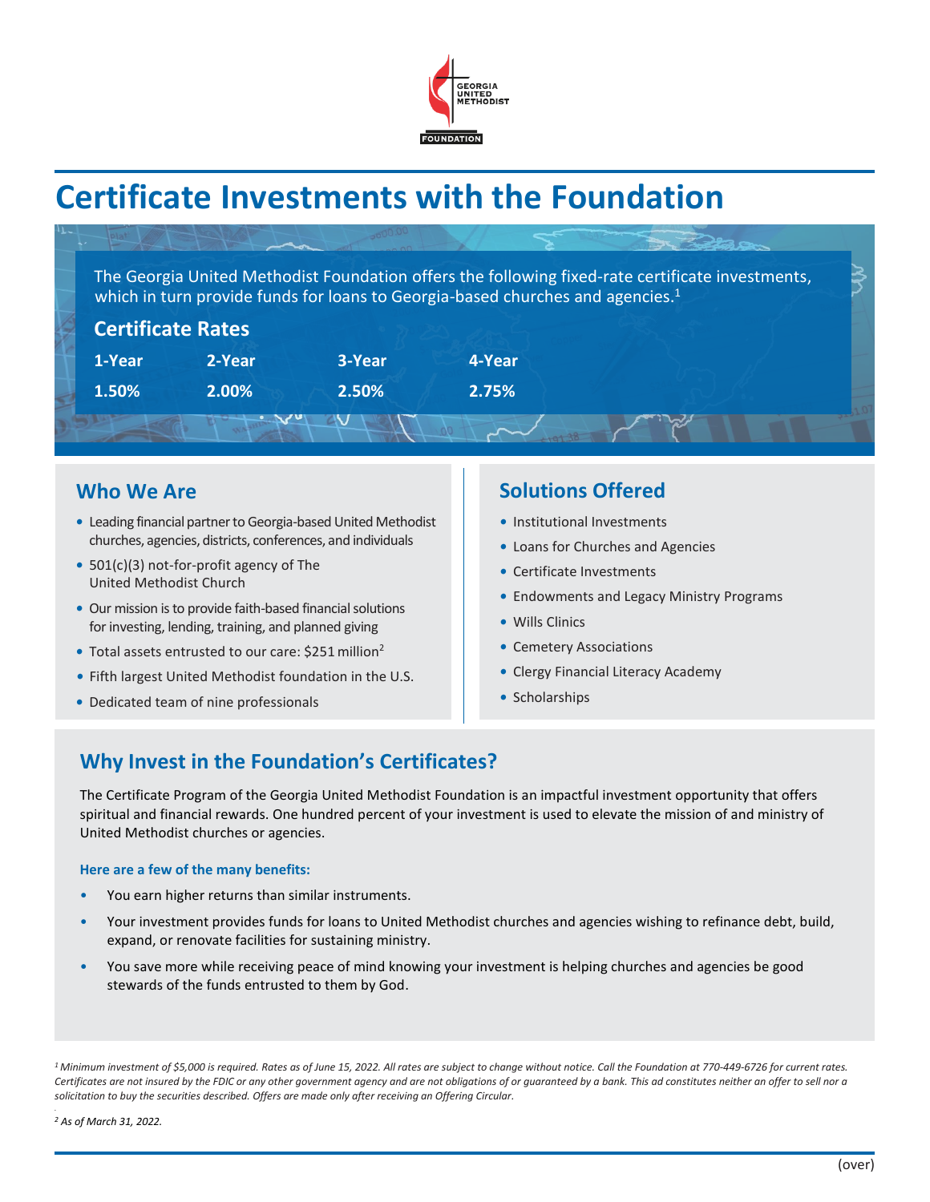GEORGIA UNITED METHODIST FOUNDATION

# Certificate Investments with the Foundation

The Georgia United Methodist Foundation offers the following fixed-rate certificate investments, which in turn provide funds for loans to Georgia-based churches and agencies.[1]

## Certificate Rates

| 1-Year | 2-Year | 3-Year | 4-Year |
|---|---|---|---|
| 1.50% | 2.00% | 2.50% | 2.75% |

## Who We Are

- Leading financial partner to Georgia-based United Methodist churches, agencies, districts, conferences, and individuals
- 501(c)(3) not-for-profit agency of The United Methodist Church
- Our mission is to provide faith-based financial solutions for investing, lending, training, and planned giving
- Total assets entrusted to our care: $251 million[2]
- Fifth largest United Methodist foundation in the U.S.
- Dedicated team of nine professionals

## Solutions Offered

- Institutional Investments
- Loans for Churches and Agencies
- Certificate Investments
- Endowments and Legacy Ministry Programs
- Wills Clinics
- Cemetery Associations
- Clergy Financial Literacy Academy
- Scholarships

## Why Invest in the Foundation's Certificates?

The Certificate Program of the Georgia United Methodist Foundation is an impactful investment opportunity that offers spiritual and financial rewards. One hundred percent of your investment is used to elevate the mission of and ministry of United Methodist churches or agencies.

**Here are a few of the many benefits:**

- You earn higher returns than similar instruments.
- Your investment provides funds for loans to United Methodist churches and agencies wishing to refinance debt, build, expand, or renovate facilities for sustaining ministry.
- You save more while receiving peace of mind knowing your investment is helping churches and agencies be good stewards of the funds entrusted to them by God.

*[1] Minimum investment of $5,000 is required. Rates as of June 15, 2022. All rates are subject to change without notice. Call the Foundation at 770-449-6726 for current rates. Certificates are not insured by the FDIC or any other government agency and are not obligations of or guaranteed by a bank. This ad constitutes neither an offer to sell nor a solicitation to buy the securities described. Offers are made only after receiving an Offering Circular.*

*[2] As of March 31, 2022.*

(over)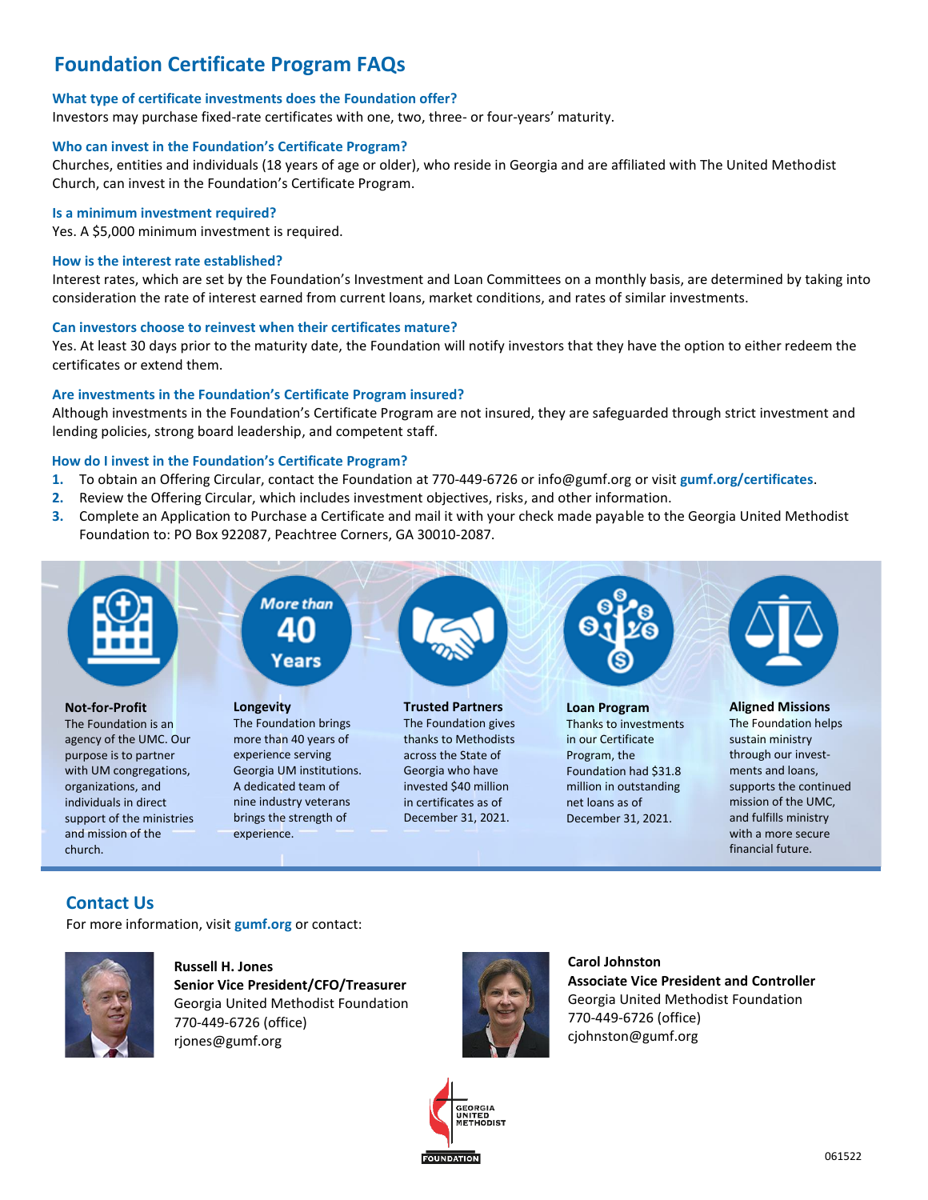# Foundation Certificate Program FAQs

### What type of certificate investments does the Foundation offer?

Investors may purchase fixed-rate certificates with one, two, three- or four-years' maturity.

### Who can invest in the Foundation's Certificate Program?

Churches, entities and individuals (18 years of age or older), who reside in Georgia and are affiliated with The United Methodist Church, can invest in the Foundation's Certificate Program.

### Is a minimum investment required?

Yes. A $5,000 minimum investment is required.

### How is the interest rate established?

Interest rates, which are set by the Foundation's Investment and Loan Committees on a monthly basis, are determined by taking into consideration the rate of interest earned from current loans, market conditions, and rates of similar investments.

### Can investors choose to reinvest when their certificates mature?

Yes. At least 30 days prior to the maturity date, the Foundation will notify investors that they have the option to either redeem the certificates or extend them.

### Are investments in the Foundation's Certificate Program insured?

Although investments in the Foundation's Certificate Program are not insured, they are safeguarded through strict investment and lending policies, strong board leadership, and competent staff.

### How do I invest in the Foundation's Certificate Program?

1. To obtain an Offering Circular, contact the Foundation at 770-449-6726 or info@gumf.org or visit **gumf.org/certificates**.
2. Review the Offering Circular, which includes investment objectives, risks, and other information.
3. Complete an Application to Purchase a Certificate and mail it with your check made payable to the Georgia United Methodist Foundation to: PO Box 922087, Peachtree Corners, GA 30010-2087.

More than 40 Years

**Not-for-Profit**
The Foundation is an agency of the UMC. Our purpose is to partner with UM congregations, organizations, and individuals in direct support of the ministries and mission of the church.

**Longevity**
The Foundation brings more than 40 years of experience serving Georgia UM institutions. A dedicated team of nine industry veterans brings the strength of experience.

**Trusted Partners**
The Foundation gives thanks to Methodists across the State of Georgia who have invested $40 million in certificates as of December 31, 2021.

**Loan Program**
Thanks to investments in our Certificate Program, the Foundation had $31.8 million in outstanding net loans as of December 31, 2021.

**Aligned Missions**
The Foundation helps sustain ministry through our investments and loans, supports the continued mission of the UMC, and fulfills ministry with a more secure financial future.

## Contact Us

For more information, visit **gumf.org** or contact:

**Russell H. Jones**
**Senior Vice President/CFO/Treasurer**
Georgia United Methodist Foundation
770-449-6726 (office)
rjones@gumf.org

**Carol Johnston**
**Associate Vice President and Controller**
Georgia United Methodist Foundation
770-449-6726 (office)
cjohnston@gumf.org

GEORGIA UNITED METHODIST FOUNDATION

061522